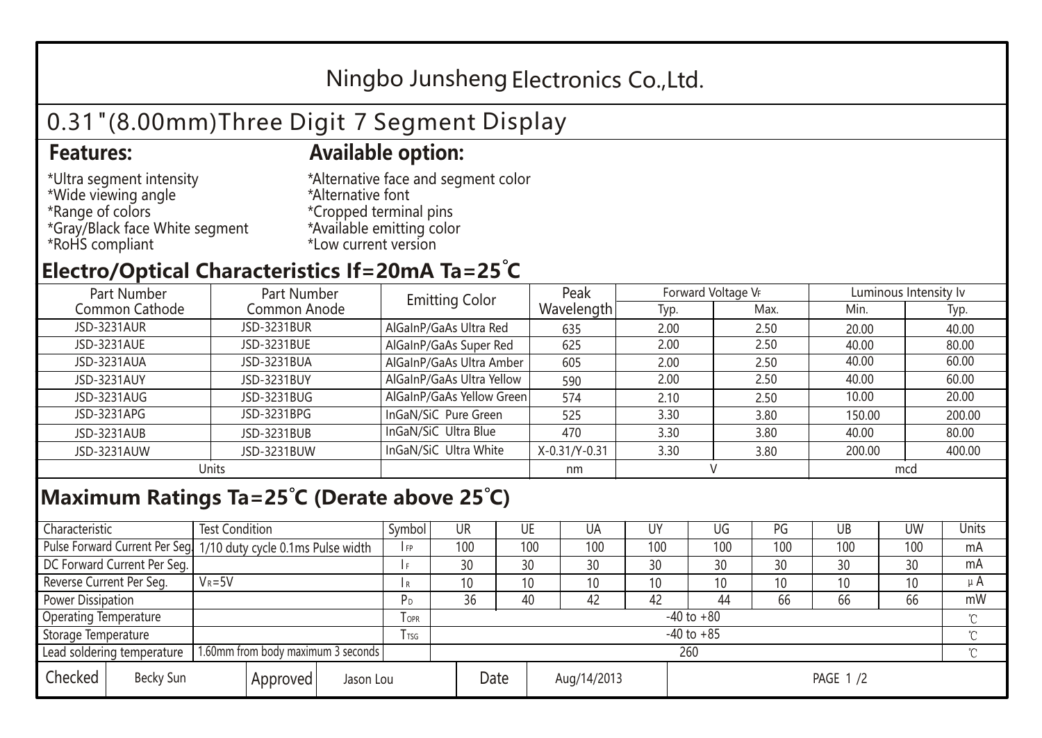# Ningbo Junsheng Electronics Co.,Ltd.

## 0.31"(8.00mm)Three Digit 7 Segment Display

**Features:**

*Ultra segment intensity
*Wide viewing angle
*Range of colors
*Gray/Black face White segment
*RoHS compliant

**Available option:**

*Alternative face and segment color
*Alternative font
*Cropped terminal pins
*Available emitting color
*Low current version

## Electro/Optical Characteristics If=20mA Ta=25°C

| Part Number Common Cathode | Part Number Common Anode | Emitting Color | Peak Wavelength | Forward Voltage $V_F$ | | Luminous Intensity Iv | |
|---|---|---|---|---|---|---|---|
| | | | | Typ. | Max. | Min. | Typ. |
| JSD-3231AUR | JSD-3231BUR | AlGaInP/GaAs Ultra Red | 635 | 2.00 | 2.50 | 20.00 | 40.00 |
| JSD-3231AUE | JSD-3231BUE | AlGaInP/GaAs Super Red | 625 | 2.00 | 2.50 | 40.00 | 80.00 |
| JSD-3231AUA | JSD-3231BUA | AlGaInP/GaAs Ultra Amber | 605 | 2.00 | 2.50 | 40.00 | 60.00 |
| JSD-3231AUY | JSD-3231BUY | AlGaInP/GaAs Ultra Yellow | 590 | 2.00 | 2.50 | 40.00 | 60.00 |
| JSD-3231AUG | JSD-3231BUG | AlGaInP/GaAs Yellow Green | 574 | 2.10 | 2.50 | 10.00 | 20.00 |
| JSD-3231APG | JSD-3231BPG | InGaN/SiC Pure Green | 525 | 3.30 | 3.80 | 150.00 | 200.00 |
| JSD-3231AUB | JSD-3231BUB | InGaN/SiC Ultra Blue | 470 | 3.30 | 3.80 | 40.00 | 80.00 |
| JSD-3231AUW | JSD-3231BUW | InGaN/SiC Ultra White | X-0.31/Y-0.31 | 3.30 | 3.80 | 200.00 | 400.00 |
| Units | | | nm | V | | mcd | |

## Maximum Ratings Ta=25°C (Derate above 25°C)

| Characteristic | Test Condition | Symbol | UR | UE | UA | UY | UG | PG | UB | UW | Units |
|---|---|---|---|---|---|---|---|---|---|---|---|
| Pulse Forward Current Per Seg. | 1/10 duty cycle 0.1ms Pulse width | $I_{FP}$ | 100 | 100 | 100 | 100 | 100 | 100 | 100 | 100 | mA |
| DC Forward Current Per Seg. | | $I_F$ | 30 | 30 | 30 | 30 | 30 | 30 | 30 | 30 | mA |
| Reverse Current Per Seg. | $V_R$=5V | $I_R$ | 10 | 10 | 10 | 10 | 10 | 10 | 10 | 10 | μA |
| Power Dissipation | | $P_D$ | 36 | 40 | 42 | 42 | 44 | 66 | 66 | 66 | mW |
| Operating Temperature | | $T_{OPR}$ | -40 to +80 | | | | | | | | ℃ |
| Storage Temperature | | $T_{TSG}$ | -40 to +85 | | | | | | | | ℃ |
| Lead soldering temperature | 1.60mm from body maximum 3 seconds | | 260 | | | | | | | | ℃ |

| Checked | Becky Sun | Approved | Jason Lou | Date | Aug/14/2013 |
|---|---|---|---|---|---|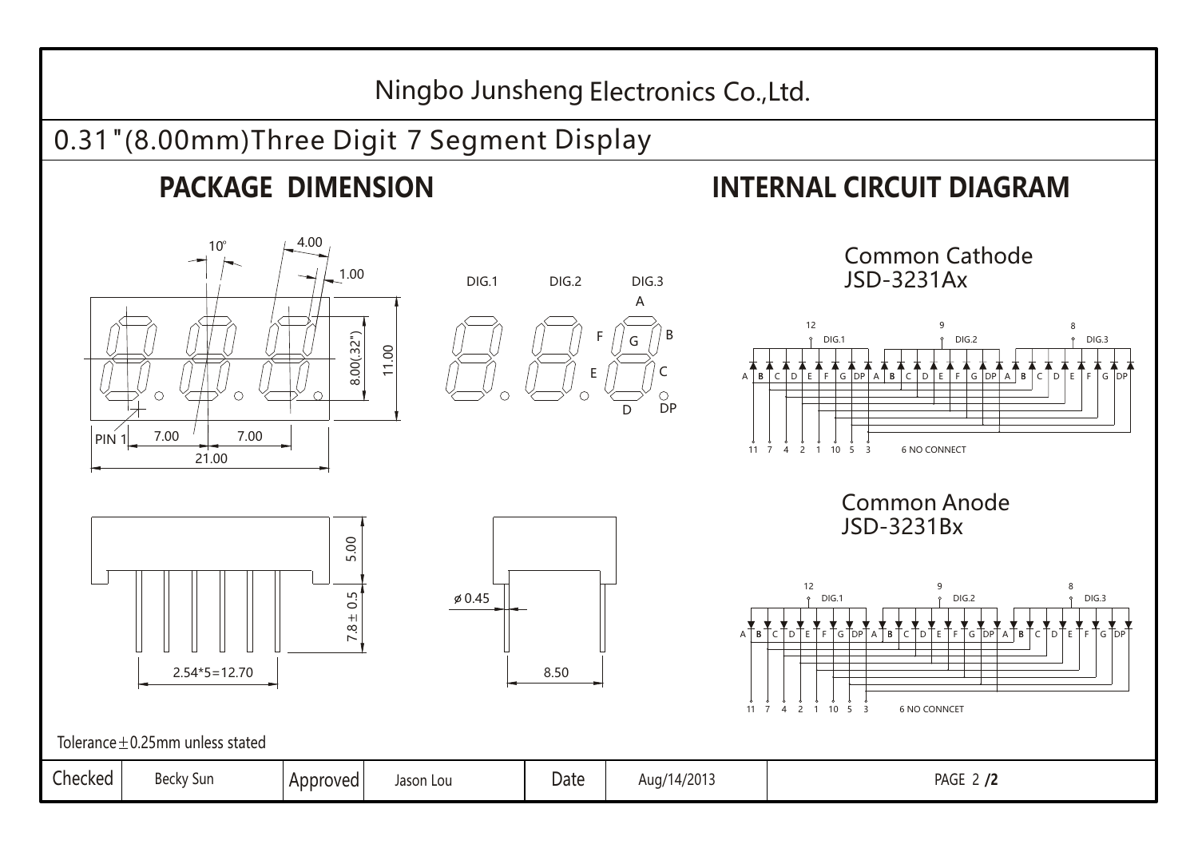Ningbo Junsheng Electronics Co.,Ltd.

# 0.31"(8.00mm)Three Digit 7 Segment Display

## PACKAGE DIMENSION

10°

4.00

1.00

8.00(.32")

11.00

PIN 1

7.00

7.00

21.00

DIG.1

DIG.2

DIG.3

A

B

C

D

E

F

G

DP

5.00

7.8±0.5

2.54*5=12.70

ø0.45

8.50

## INTERNAL CIRCUIT DIAGRAM

### Common Cathode
### JSD-3231Ax

12 DIG.1

9 DIG.2

8 DIG.3

A B C D E F G DP A B C D E F G DP A B C D E F G DP

11 7 4 2 1 10 5 3

6 NO CONNECT

### Common Anode
### JSD-3231Bx

12 DIG.1

9 DIG.2

8 DIG.3

A B C D E F G DP A B C D E F G DP A B C D E F G DP

11 7 4 2 1 10 5 3

6 NO CONNCET

Tolerance ±0.25mm unless stated

| Checked | Becky Sun | Approved | Jason Lou | Date | Aug/14/2013 | PAGE 2 /2 |
|---|---|---|---|---|---|---|